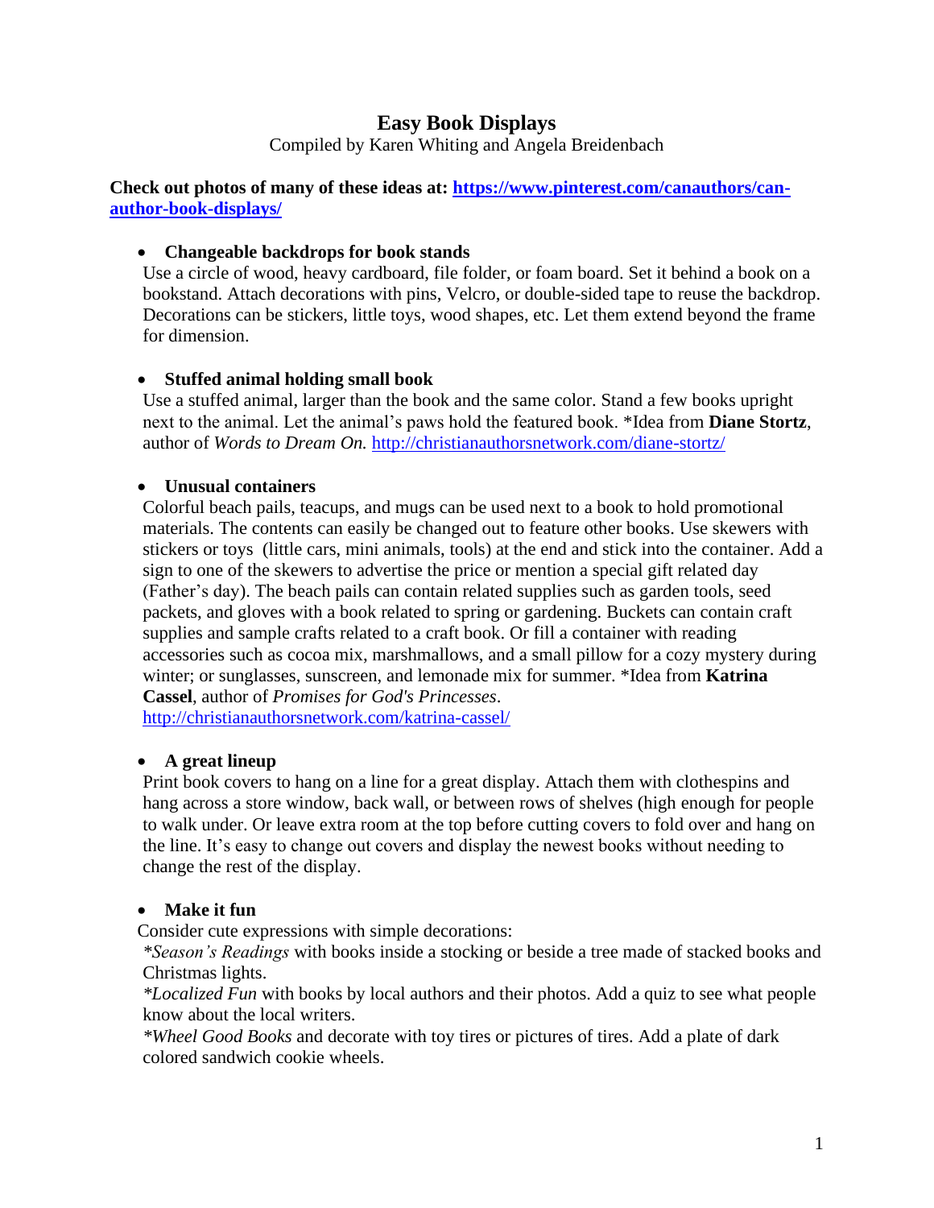# Easy Book Displays

Compiled by Karen Whiting and Angela Breidenbach

**Check out photos of many of these ideas at: [https://www.pinterest.com/canauthors/can-author-book-displays/](https://www.pinterest.com/canauthors/can-author-book-displays/)**

- **Changeable backdrops for book stands**

  Use a circle of wood, heavy cardboard, file folder, or foam board. Set it behind a book on a bookstand. Attach decorations with pins, Velcro, or double-sided tape to reuse the backdrop. Decorations can be stickers, little toys, wood shapes, etc. Let them extend beyond the frame for dimension.

- **Stuffed animal holding small book**

  Use a stuffed animal, larger than the book and the same color. Stand a few books upright next to the animal. Let the animal's paws hold the featured book. *Idea from **Diane Stortz**, author of *Words to Dream On.* [http://christianauthorsnetwork.com/diane-stortz/](http://christianauthorsnetwork.com/diane-stortz/)

- **Unusual containers**

  Colorful beach pails, teacups, and mugs can be used next to a book to hold promotional materials. The contents can easily be changed out to feature other books. Use skewers with stickers or toys (little cars, mini animals, tools) at the end and stick into the container. Add a sign to one of the skewers to advertise the price or mention a special gift related day (Father's day). The beach pails can contain related supplies such as garden tools, seed packets, and gloves with a book related to spring or gardening. Buckets can contain craft supplies and sample crafts related to a craft book. Or fill a container with reading accessories such as cocoa mix, marshmallows, and a small pillow for a cozy mystery during winter; or sunglasses, sunscreen, and lemonade mix for summer. *Idea from **Katrina Cassel**, author of *Promises for God's Princesses*. [http://christianauthorsnetwork.com/katrina-cassel/](http://christianauthorsnetwork.com/katrina-cassel/)

- **A great lineup**

  Print book covers to hang on a line for a great display. Attach them with clothespins and hang across a store window, back wall, or between rows of shelves (high enough for people to walk under. Or leave extra room at the top before cutting covers to fold over and hang on the line. It's easy to change out covers and display the newest books without needing to change the rest of the display.

- **Make it fun**

  Consider cute expressions with simple decorations:

  **Season's Readings* with books inside a stocking or beside a tree made of stacked books and Christmas lights.

  **Localized Fun* with books by local authors and their photos. Add a quiz to see what people know about the local writers.

  **Wheel Good Books* and decorate with toy tires or pictures of tires. Add a plate of dark colored sandwich cookie wheels.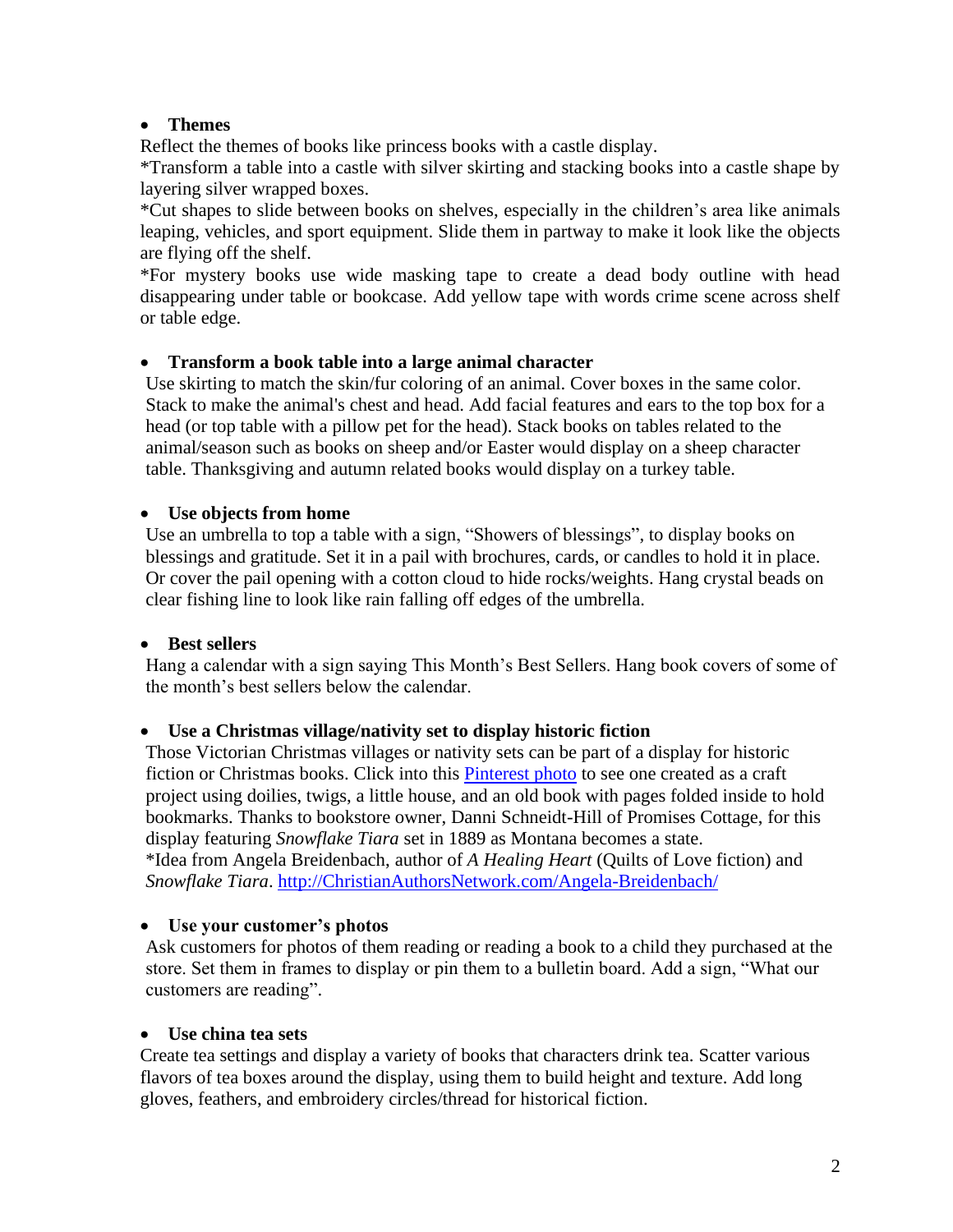- **Themes**

Reflect the themes of books like princess books with a castle display.
*Transform a table into a castle with silver skirting and stacking books into a castle shape by layering silver wrapped boxes.
*Cut shapes to slide between books on shelves, especially in the children's area like animals leaping, vehicles, and sport equipment. Slide them in partway to make it look like the objects are flying off the shelf.
*For mystery books use wide masking tape to create a dead body outline with head disappearing under table or bookcase. Add yellow tape with words crime scene across shelf or table edge.

- **Transform a book table into a large animal character**

Use skirting to match the skin/fur coloring of an animal. Cover boxes in the same color. Stack to make the animal's chest and head. Add facial features and ears to the top box for a head (or top table with a pillow pet for the head). Stack books on tables related to the animal/season such as books on sheep and/or Easter would display on a sheep character table. Thanksgiving and autumn related books would display on a turkey table.

- **Use objects from home**

Use an umbrella to top a table with a sign, "Showers of blessings", to display books on blessings and gratitude. Set it in a pail with brochures, cards, or candles to hold it in place. Or cover the pail opening with a cotton cloud to hide rocks/weights. Hang crystal beads on clear fishing line to look like rain falling off edges of the umbrella.

- **Best sellers**

Hang a calendar with a sign saying This Month's Best Sellers. Hang book covers of some of the month's best sellers below the calendar.

- **Use a Christmas village/nativity set to display historic fiction**

Those Victorian Christmas villages or nativity sets can be part of a display for historic fiction or Christmas books. Click into this [Pinterest photo]() to see one created as a craft project using doilies, twigs, a little house, and an old book with pages folded inside to hold bookmarks. Thanks to bookstore owner, Danni Schneidt-Hill of Promises Cottage, for this display featuring *Snowflake Tiara* set in 1889 as Montana becomes a state.
*Idea from Angela Breidenbach, author of *A Healing Heart* (Quilts of Love fiction) and *Snowflake Tiara*. [http://ChristianAuthorsNetwork.com/Angela-Breidenbach/](http://ChristianAuthorsNetwork.com/Angela-Breidenbach/)

- **Use your customer's photos**

Ask customers for photos of them reading or reading a book to a child they purchased at the store. Set them in frames to display or pin them to a bulletin board. Add a sign, "What our customers are reading".

- **Use china tea sets**

Create tea settings and display a variety of books that characters drink tea. Scatter various flavors of tea boxes around the display, using them to build height and texture. Add long gloves, feathers, and embroidery circles/thread for historical fiction.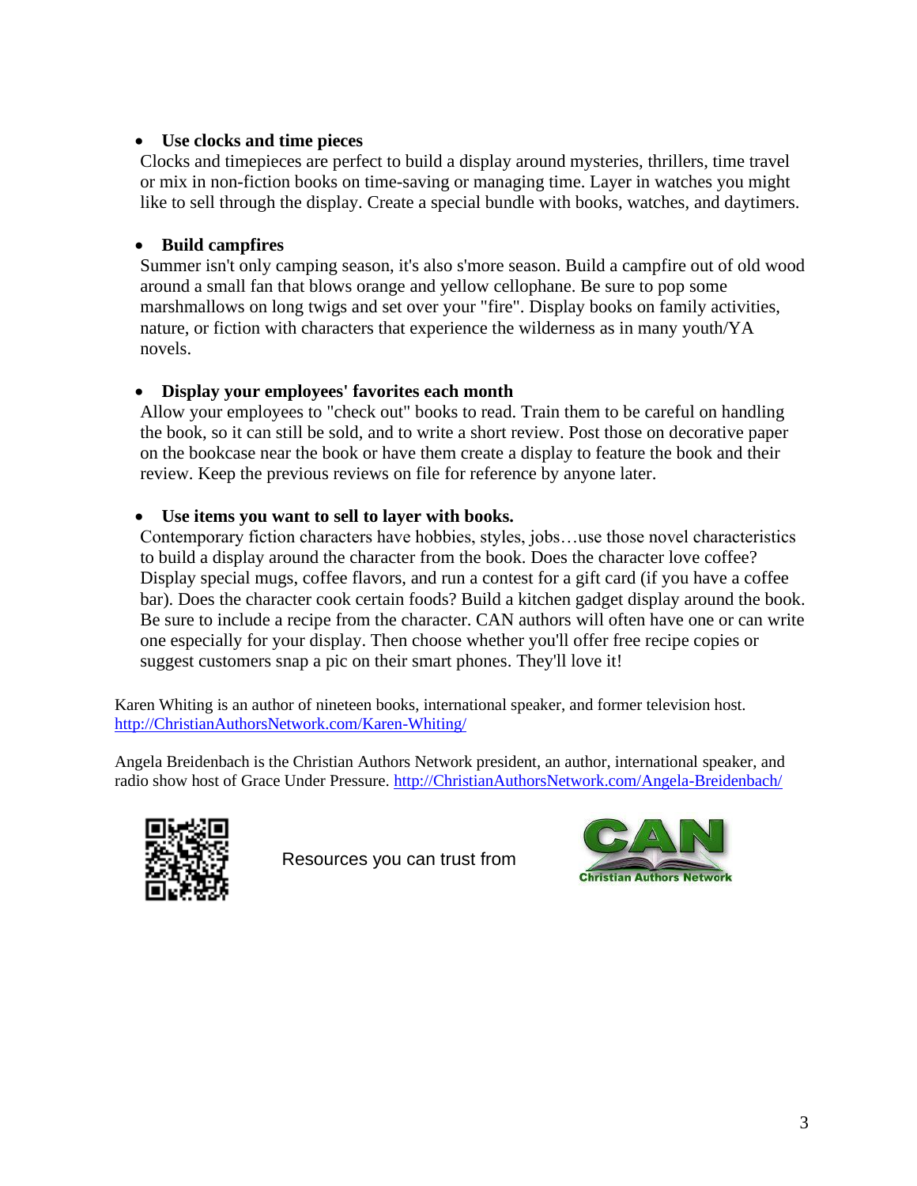- **Use clocks and time pieces**
  Clocks and timepieces are perfect to build a display around mysteries, thrillers, time travel or mix in non-fiction books on time-saving or managing time. Layer in watches you might like to sell through the display. Create a special bundle with books, watches, and daytimers.

- **Build campfires**
  Summer isn't only camping season, it's also s'more season. Build a campfire out of old wood around a small fan that blows orange and yellow cellophane. Be sure to pop some marshmallows on long twigs and set over your "fire". Display books on family activities, nature, or fiction with characters that experience the wilderness as in many youth/YA novels.

- **Display your employees' favorites each month**
  Allow your employees to "check out" books to read. Train them to be careful on handling the book, so it can still be sold, and to write a short review. Post those on decorative paper on the bookcase near the book or have them create a display to feature the book and their review. Keep the previous reviews on file for reference by anyone later.

- **Use items you want to sell to layer with books.**
  Contemporary fiction characters have hobbies, styles, jobs…use those novel characteristics to build a display around the character from the book. Does the character love coffee? Display special mugs, coffee flavors, and run a contest for a gift card (if you have a coffee bar). Does the character cook certain foods? Build a kitchen gadget display around the book. Be sure to include a recipe from the character. CAN authors will often have one or can write one especially for your display. Then choose whether you'll offer free recipe copies or suggest customers snap a pic on their smart phones. They'll love it!

Karen Whiting is an author of nineteen books, international speaker, and former television host. http://ChristianAuthorsNetwork.com/Karen-Whiting/

Angela Breidenbach is the Christian Authors Network president, an author, international speaker, and radio show host of Grace Under Pressure. http://ChristianAuthorsNetwork.com/Angela-Breidenbach/

Resources you can trust from

CAN
Christian Authors Network